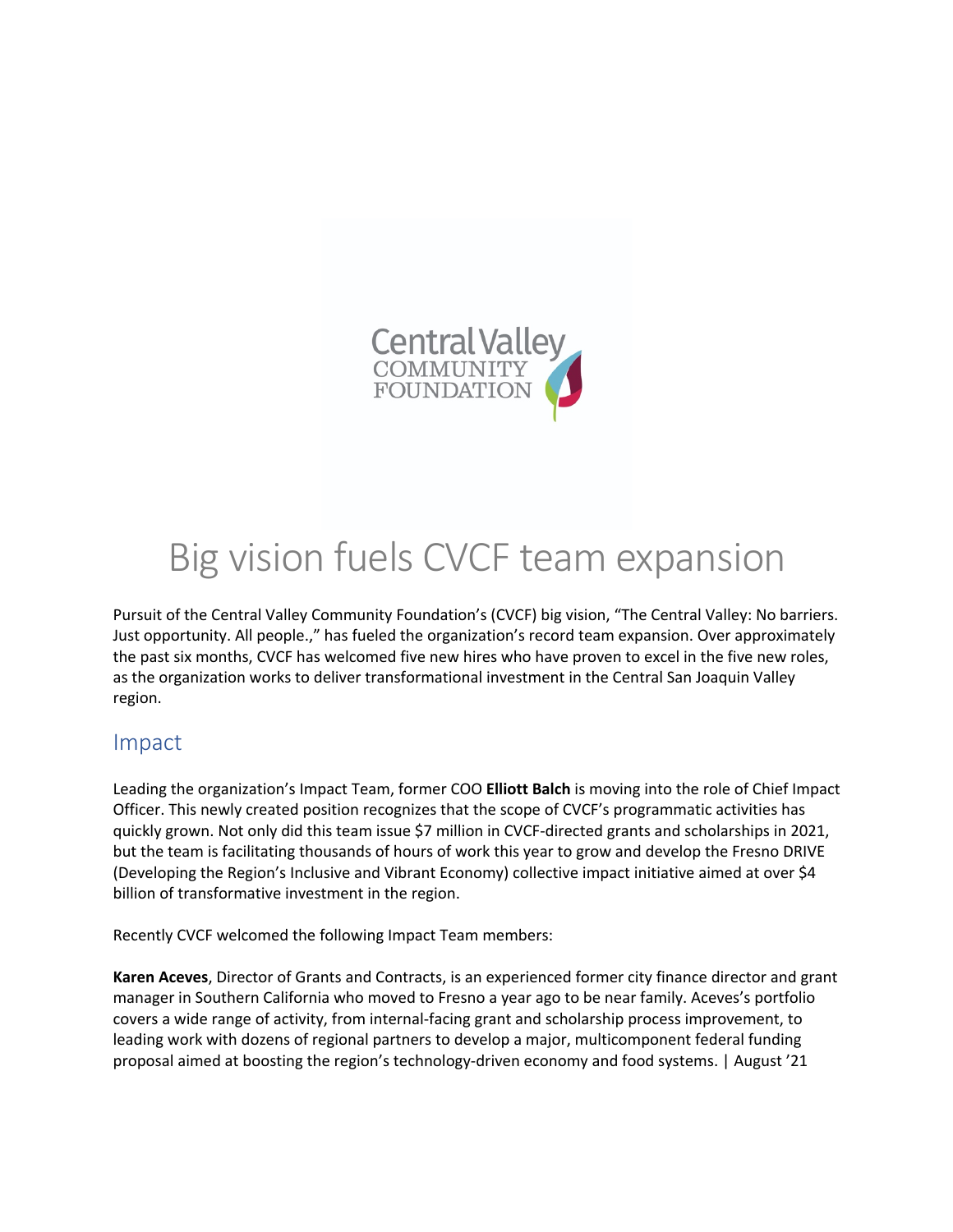# Big vision fuels CVCF team expansion

Pursuit of the Central Valley Community Foundation's (CVCF) big vision, "The Central Valley: No barriers. Just opportunity. All people.," has fueled the organization's record team expansion. Over approximately the past six months, CVCF has welcomed five new hires who have proven to excel in the five new roles, as the organization works to deliver transformational investment in the Central San Joaquin Valley region.

## Impact

Leading the organization's Impact Team, former COO **Elliott Balch** is moving into the role of Chief Impact Officer. This newly created position recognizes that the scope of CVCF's programmatic activities has quickly grown. Not only did this team issue $7 million in CVCF-directed grants and scholarships in 2021, but the team is facilitating thousands of hours of work this year to grow and develop the Fresno DRIVE (Developing the Region's Inclusive and Vibrant Economy) collective impact initiative aimed at over $4 billion of transformative investment in the region.

Recently CVCF welcomed the following Impact Team members:

**Karen Aceves**, Director of Grants and Contracts, is an experienced former city finance director and grant manager in Southern California who moved to Fresno a year ago to be near family. Aceves's portfolio covers a wide range of activity, from internal-facing grant and scholarship process improvement, to leading work with dozens of regional partners to develop a major, multicomponent federal funding proposal aimed at boosting the region's technology-driven economy and food systems. | August '21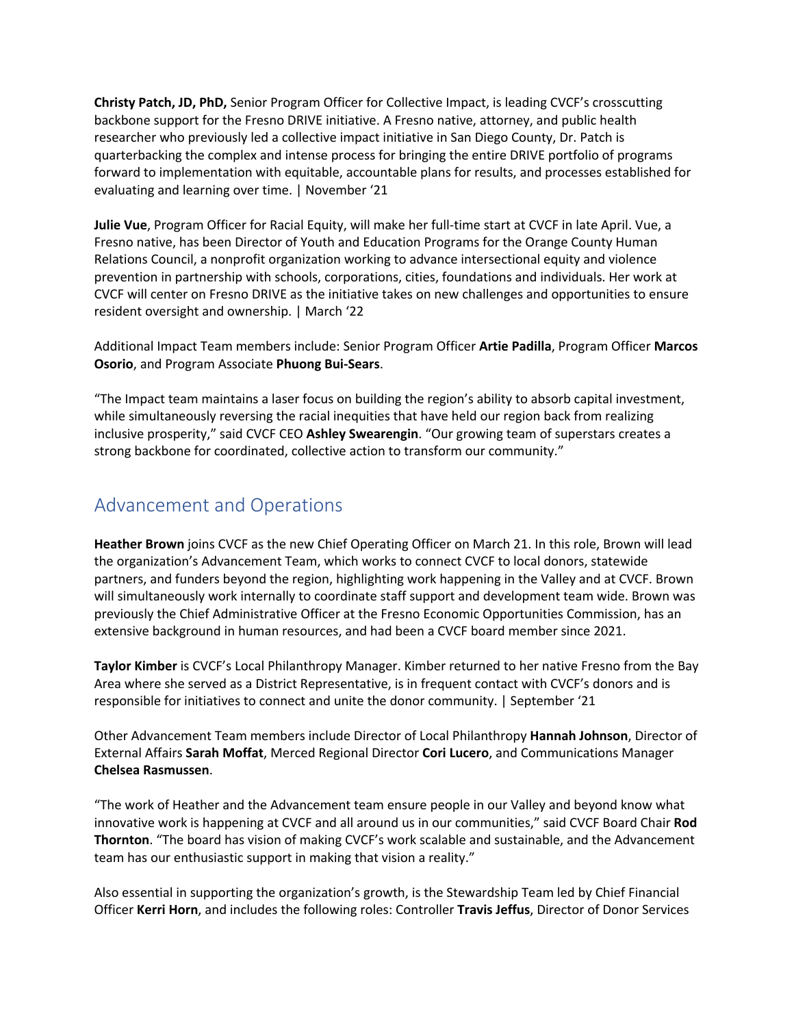**Christy Patch, JD, PhD,** Senior Program Officer for Collective Impact, is leading CVCF's crosscutting backbone support for the Fresno DRIVE initiative. A Fresno native, attorney, and public health researcher who previously led a collective impact initiative in San Diego County, Dr. Patch is quarterbacking the complex and intense process for bringing the entire DRIVE portfolio of programs forward to implementation with equitable, accountable plans for results, and processes established for evaluating and learning over time. | November '21

**Julie Vue**, Program Officer for Racial Equity, will make her full-time start at CVCF in late April. Vue, a Fresno native, has been Director of Youth and Education Programs for the Orange County Human Relations Council, a nonprofit organization working to advance intersectional equity and violence prevention in partnership with schools, corporations, cities, foundations and individuals. Her work at CVCF will center on Fresno DRIVE as the initiative takes on new challenges and opportunities to ensure resident oversight and ownership. | March '22

Additional Impact Team members include: Senior Program Officer **Artie Padilla**, Program Officer **Marcos Osorio**, and Program Associate **Phuong Bui-Sears**.

"The Impact team maintains a laser focus on building the region's ability to absorb capital investment, while simultaneously reversing the racial inequities that have held our region back from realizing inclusive prosperity," said CVCF CEO **Ashley Swearengin**. "Our growing team of superstars creates a strong backbone for coordinated, collective action to transform our community."

## Advancement and Operations

**Heather Brown** joins CVCF as the new Chief Operating Officer on March 21. In this role, Brown will lead the organization's Advancement Team, which works to connect CVCF to local donors, statewide partners, and funders beyond the region, highlighting work happening in the Valley and at CVCF. Brown will simultaneously work internally to coordinate staff support and development team wide. Brown was previously the Chief Administrative Officer at the Fresno Economic Opportunities Commission, has an extensive background in human resources, and had been a CVCF board member since 2021.

**Taylor Kimber** is CVCF's Local Philanthropy Manager. Kimber returned to her native Fresno from the Bay Area where she served as a District Representative, is in frequent contact with CVCF's donors and is responsible for initiatives to connect and unite the donor community. | September '21

Other Advancement Team members include Director of Local Philanthropy **Hannah Johnson**, Director of External Affairs **Sarah Moffat**, Merced Regional Director **Cori Lucero**, and Communications Manager **Chelsea Rasmussen**.

"The work of Heather and the Advancement team ensure people in our Valley and beyond know what innovative work is happening at CVCF and all around us in our communities," said CVCF Board Chair **Rod Thornton**. "The board has vision of making CVCF's work scalable and sustainable, and the Advancement team has our enthusiastic support in making that vision a reality."

Also essential in supporting the organization's growth, is the Stewardship Team led by Chief Financial Officer **Kerri Horn**, and includes the following roles: Controller **Travis Jeffus**, Director of Donor Services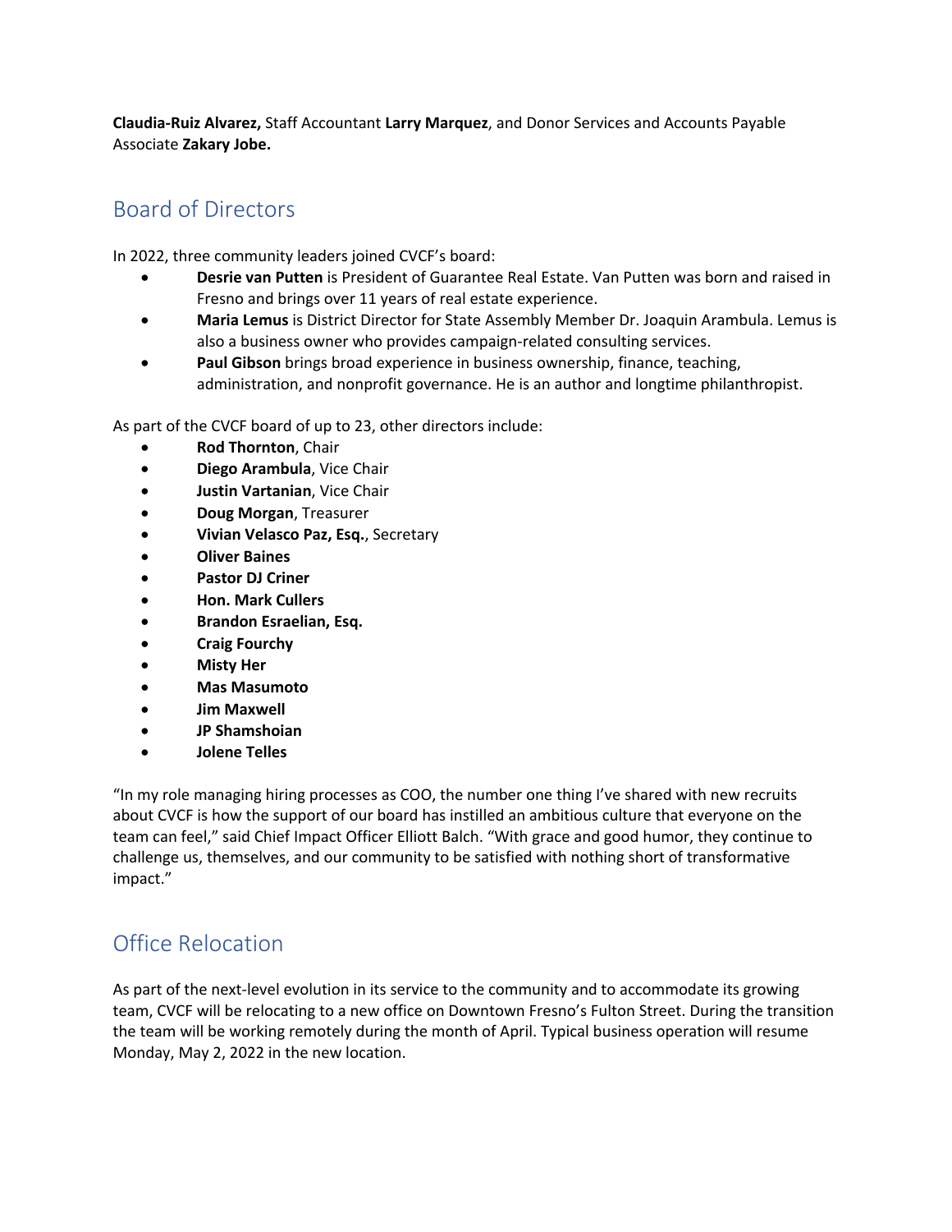**Claudia-Ruiz Alvarez,** Staff Accountant **Larry Marquez**, and Donor Services and Accounts Payable Associate **Zakary Jobe.**

## Board of Directors

In 2022, three community leaders joined CVCF's board:

- **Desrie van Putten** is President of Guarantee Real Estate. Van Putten was born and raised in Fresno and brings over 11 years of real estate experience.
- **Maria Lemus** is District Director for State Assembly Member Dr. Joaquin Arambula. Lemus is also a business owner who provides campaign-related consulting services.
- **Paul Gibson** brings broad experience in business ownership, finance, teaching, administration, and nonprofit governance. He is an author and longtime philanthropist.

As part of the CVCF board of up to 23, other directors include:

- **Rod Thornton**, Chair
- **Diego Arambula**, Vice Chair
- **Justin Vartanian**, Vice Chair
- **Doug Morgan**, Treasurer
- **Vivian Velasco Paz, Esq.**, Secretary
- **Oliver Baines**
- **Pastor DJ Criner**
- **Hon. Mark Cullers**
- **Brandon Esraelian, Esq.**
- **Craig Fourchy**
- **Misty Her**
- **Mas Masumoto**
- **Jim Maxwell**
- **JP Shamshoian**
- **Jolene Telles**

"In my role managing hiring processes as COO, the number one thing I've shared with new recruits about CVCF is how the support of our board has instilled an ambitious culture that everyone on the team can feel," said Chief Impact Officer Elliott Balch. "With grace and good humor, they continue to challenge us, themselves, and our community to be satisfied with nothing short of transformative impact."

## Office Relocation

As part of the next-level evolution in its service to the community and to accommodate its growing team, CVCF will be relocating to a new office on Downtown Fresno's Fulton Street. During the transition the team will be working remotely during the month of April. Typical business operation will resume Monday, May 2, 2022 in the new location.